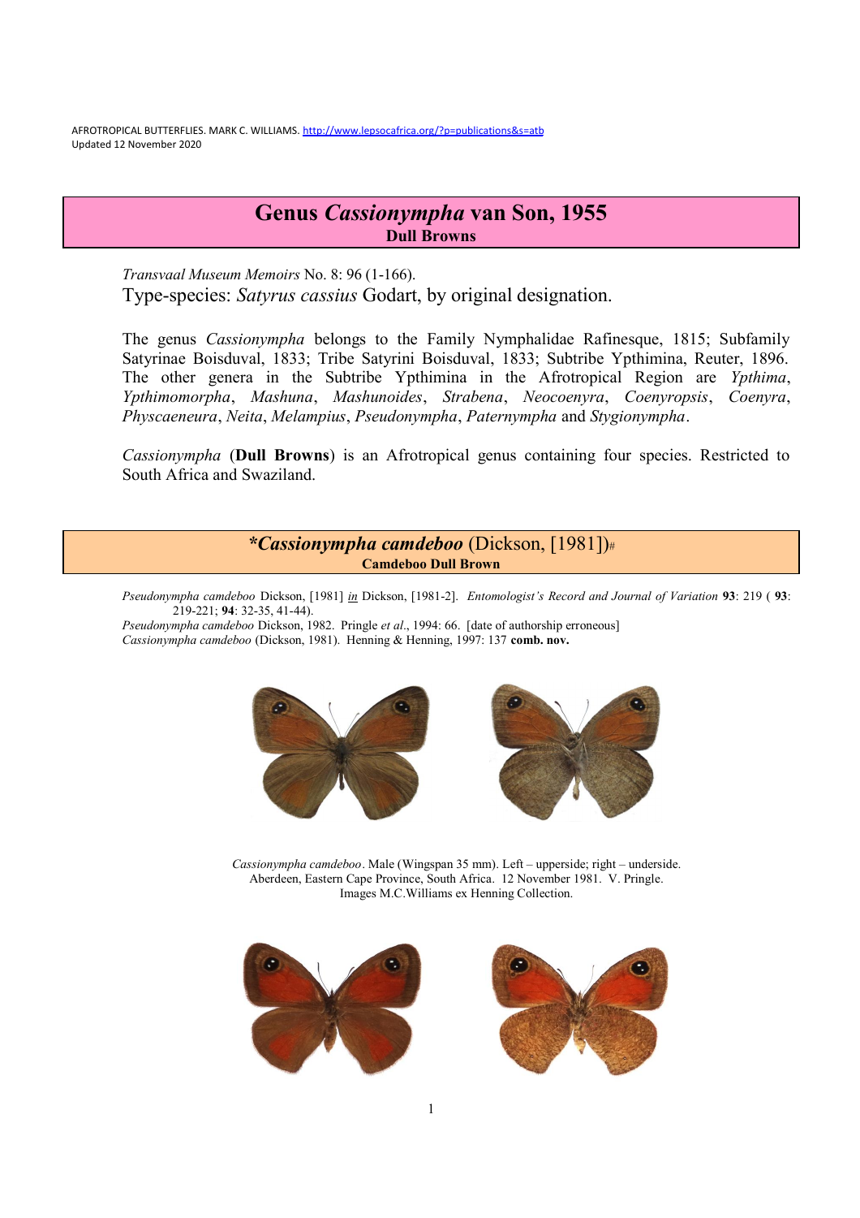# Genus *Cassionympha* van Son, 1955
**Dull Browns**

*Transvaal Museum Memoirs* No. 8: 96 (1-166).
Type-species: *Satyrus cassius* Godart, by original designation.

The genus *Cassionympha* belongs to the Family Nymphalidae Rafinesque, 1815; Subfamily Satyrinae Boisduval, 1833; Tribe Satyrini Boisduval, 1833; Subtribe Ypthimina, Reuter, 1896. The other genera in the Subtribe Ypthimina in the Afrotropical Region are *Ypthima*, *Ypthimomorpha*, *Mashuna*, *Mashunoides*, *Strabena*, *Neocoenyra*, *Coenyropsis*, *Coenyra*, *Physcaeneura*, *Neita*, *Melampius*, *Pseudonympha*, *Paternympha* and *Stygionympha*.

*Cassionympha* (**Dull Browns**) is an Afrotropical genus containing four species. Restricted to South Africa and Swaziland.

## ****Cassionympha camdeboo* (Dickson, [1981])#**
**Camdeboo Dull Brown**

*Pseudonympha camdeboo* Dickson, [1981] *in* Dickson, [1981-2]. *Entomologist's Record and Journal of Variation* **93**: 219 ( **93**: 219-221; **94**: 32-35, 41-44).
*Pseudonympha camdeboo* Dickson, 1982. Pringle *et al*., 1994: 66. [date of authorship erroneous]
*Cassionympha camdeboo* (Dickson, 1981). Henning & Henning, 1997: 137 **comb. nov.**

*Cassionympha camdeboo*. Male (Wingspan 35 mm). Left – upperside; right – underside. Aberdeen, Eastern Cape Province, South Africa. 12 November 1981. V. Pringle. Images M.C.Williams ex Henning Collection.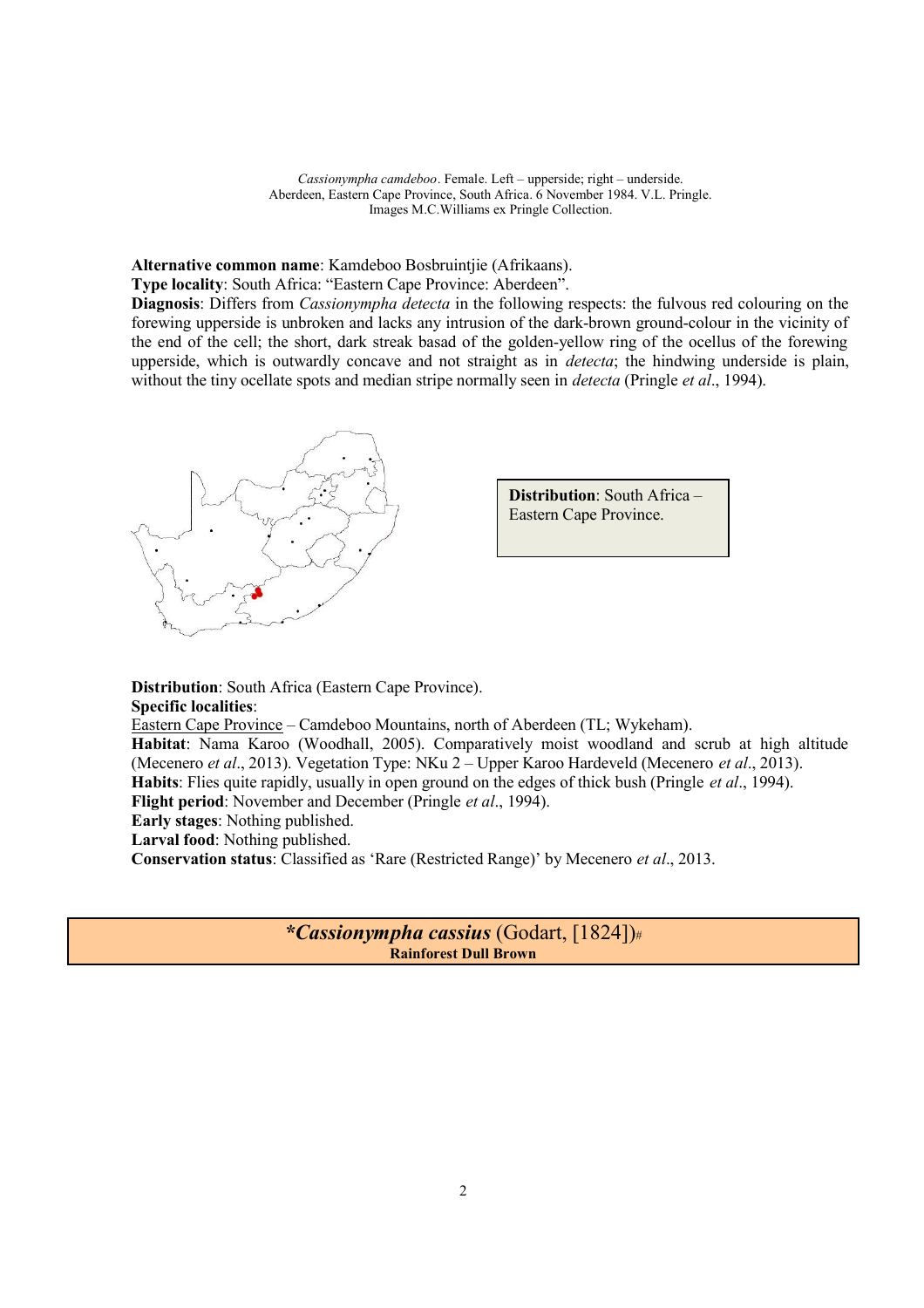*Cassionympha camdeboo*. Female. Left – upperside; right – underside.
Aberdeen, Eastern Cape Province, South Africa. 6 November 1984. V.L. Pringle.
Images M.C.Williams ex Pringle Collection.

**Alternative common name**: Kamdeboo Bosbruintjie (Afrikaans).
**Type locality**: South Africa: "Eastern Cape Province: Aberdeen".
**Diagnosis**: Differs from *Cassionympha detecta* in the following respects: the fulvous red colouring on the forewing upperside is unbroken and lacks any intrusion of the dark-brown ground-colour in the vicinity of the end of the cell; the short, dark streak basad of the golden-yellow ring of the ocellus of the forewing upperside, which is outwardly concave and not straight as in *detecta*; the hindwing underside is plain, without the tiny ocellate spots and median stripe normally seen in *detecta* (Pringle *et al*., 1994).

**Distribution**: South Africa – Eastern Cape Province.

**Distribution**: South Africa (Eastern Cape Province).
**Specific localities**:
Eastern Cape Province – Camdeboo Mountains, north of Aberdeen (TL; Wykeham).
**Habitat**: Nama Karoo (Woodhall, 2005). Comparatively moist woodland and scrub at high altitude (Mecenero *et al*., 2013). Vegetation Type: NKu 2 – Upper Karoo Hardeveld (Mecenero *et al*., 2013).
**Habits**: Flies quite rapidly, usually in open ground on the edges of thick bush (Pringle *et al*., 1994).
**Flight period**: November and December (Pringle *et al*., 1994).
**Early stages**: Nothing published.
**Larval food**: Nothing published.
**Conservation status**: Classified as 'Rare (Restricted Range)' by Mecenero *et al*., 2013.

## ****Cassionympha cassius*** (Godart, [1824])#
**Rainforest Dull Brown**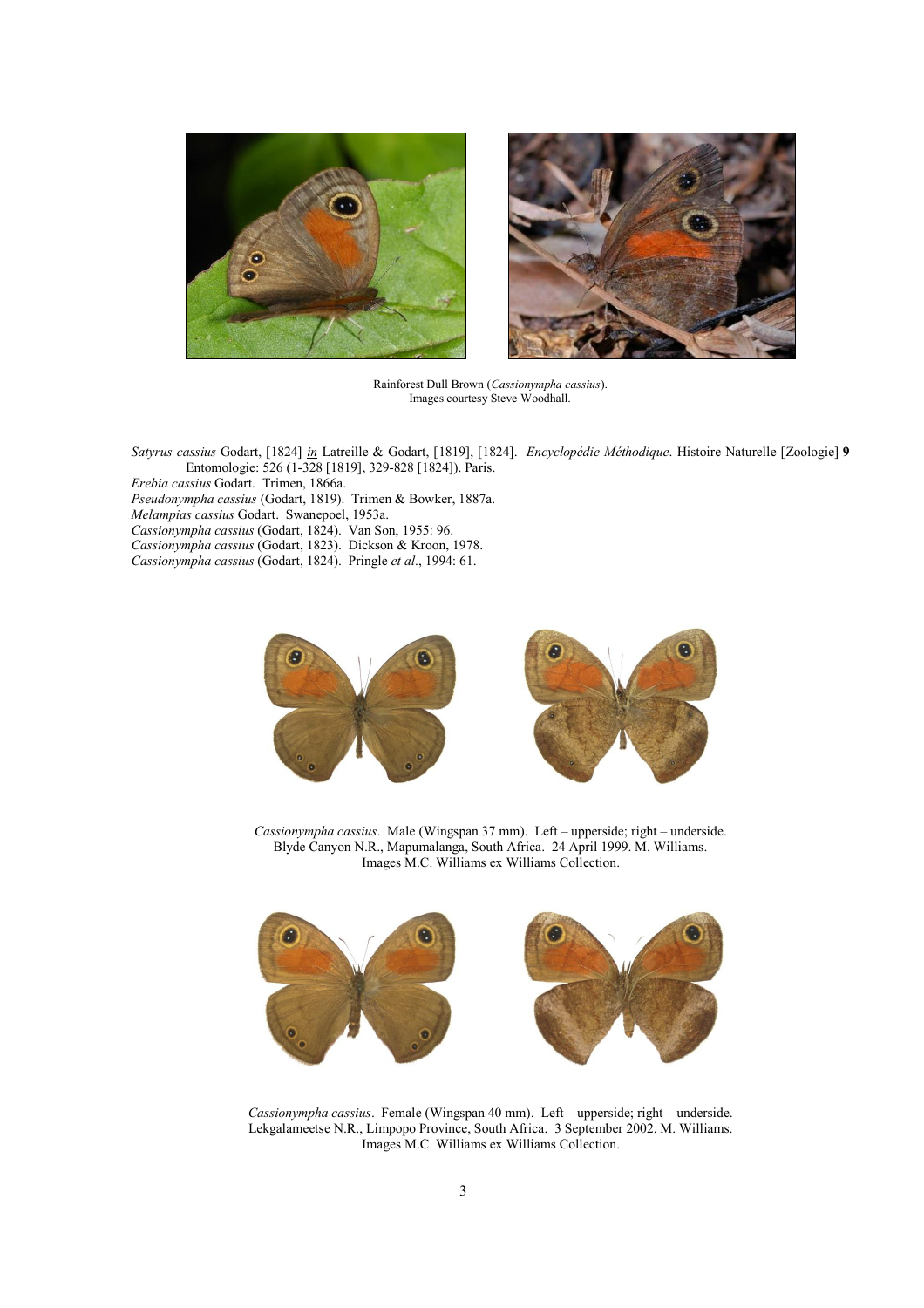Rainforest Dull Brown (*Cassionympha cassius*).
Images courtesy Steve Woodhall.

*Satyrus cassius* Godart, [1824] *in* Latreille & Godart, [1819], [1824]. *Encyclopédie Méthodique*. Histoire Naturelle [Zoologie] **9** Entomologie: 526 (1-328 [1819], 329-828 [1824]). Paris.
*Erebia cassius* Godart. Trimen, 1866a.
*Pseudonympha cassius* (Godart, 1819). Trimen & Bowker, 1887a.
*Melampias cassius* Godart. Swanepoel, 1953a.
*Cassionympha cassius* (Godart, 1824). Van Son, 1955: 96.
*Cassionympha cassius* (Godart, 1823). Dickson & Kroon, 1978.
*Cassionympha cassius* (Godart, 1824). Pringle *et al*., 1994: 61.

*Cassionympha cassius*. Male (Wingspan 37 mm). Left – upperside; right – underside. Blyde Canyon N.R., Mapumalanga, South Africa. 24 April 1999. M. Williams. Images M.C. Williams ex Williams Collection.

*Cassionympha cassius*. Female (Wingspan 40 mm). Left – upperside; right – underside. Lekgalameetse N.R., Limpopo Province, South Africa. 3 September 2002. M. Williams. Images M.C. Williams ex Williams Collection.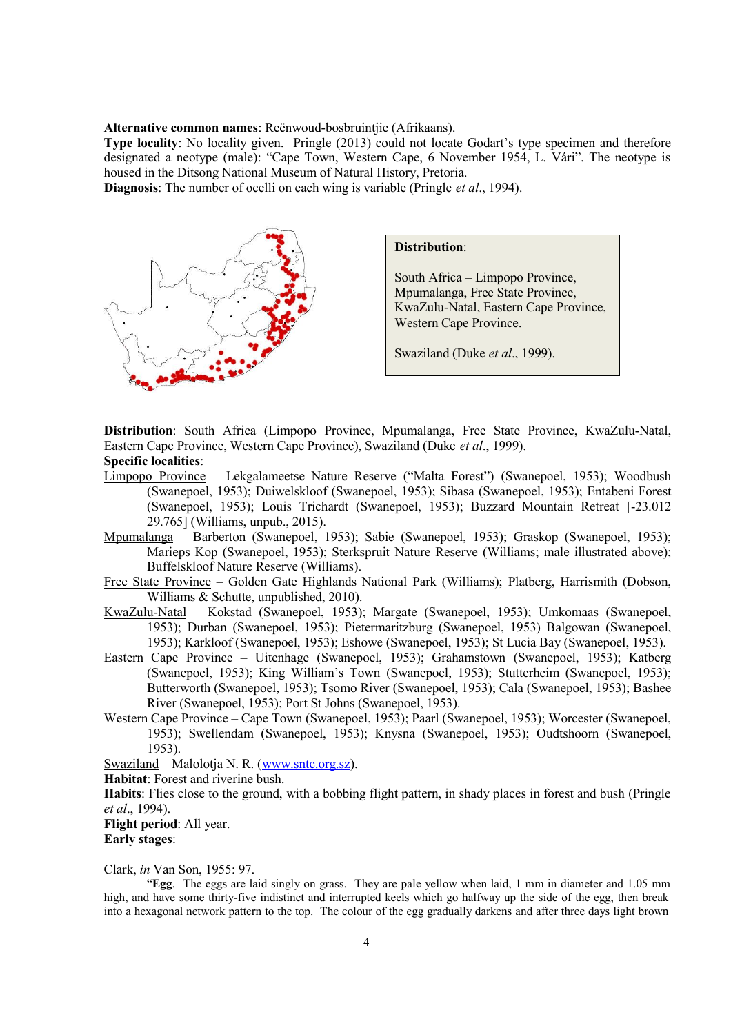**Alternative common names**: Reënwoud-bosbruintjie (Afrikaans).
**Type locality**: No locality given. Pringle (2013) could not locate Godart's type specimen and therefore designated a neotype (male): "Cape Town, Western Cape, 6 November 1954, L. Vári". The neotype is housed in the Ditsong National Museum of Natural History, Pretoria.
**Diagnosis**: The number of ocelli on each wing is variable (Pringle *et al*., 1994).

**Distribution**:

South Africa – Limpopo Province, Mpumalanga, Free State Province, KwaZulu-Natal, Eastern Cape Province, Western Cape Province.

Swaziland (Duke *et al*., 1999).

**Distribution**: South Africa (Limpopo Province, Mpumalanga, Free State Province, KwaZulu-Natal, Eastern Cape Province, Western Cape Province), Swaziland (Duke *et al*., 1999).
**Specific localities**:

<u>Limpopo Province</u> – Lekgalameetse Nature Reserve ("Malta Forest") (Swanepoel, 1953); Woodbush (Swanepoel, 1953); Duiwelskloof (Swanepoel, 1953); Sibasa (Swanepoel, 1953); Entabeni Forest (Swanepoel, 1953); Louis Trichardt (Swanepoel, 1953); Buzzard Mountain Retreat [-23.012 29.765] (Williams, unpub., 2015).

<u>Mpumalanga</u> – Barberton (Swanepoel, 1953); Sabie (Swanepoel, 1953); Graskop (Swanepoel, 1953); Marieps Kop (Swanepoel, 1953); Sterkspruit Nature Reserve (Williams; male illustrated above); Buffelskloof Nature Reserve (Williams).

<u>Free State Province</u> – Golden Gate Highlands National Park (Williams); Platberg, Harrismith (Dobson, Williams & Schutte, unpublished, 2010).

<u>KwaZulu-Natal</u> – Kokstad (Swanepoel, 1953); Margate (Swanepoel, 1953); Umkomaas (Swanepoel, 1953); Durban (Swanepoel, 1953); Pietermaritzburg (Swanepoel, 1953) Balgowan (Swanepoel, 1953); Karkloof (Swanepoel, 1953); Eshowe (Swanepoel, 1953); St Lucia Bay (Swanepoel, 1953).

<u>Eastern Cape Province</u> – Uitenhage (Swanepoel, 1953); Grahamstown (Swanepoel, 1953); Katberg (Swanepoel, 1953); King William's Town (Swanepoel, 1953); Stutterheim (Swanepoel, 1953); Butterworth (Swanepoel, 1953); Tsomo River (Swanepoel, 1953); Cala (Swanepoel, 1953); Bashee River (Swanepoel, 1953); Port St Johns (Swanepoel, 1953).

<u>Western Cape Province</u> – Cape Town (Swanepoel, 1953); Paarl (Swanepoel, 1953); Worcester (Swanepoel, 1953); Swellendam (Swanepoel, 1953); Knysna (Swanepoel, 1953); Oudtshoorn (Swanepoel, 1953).

<u>Swaziland</u> – Malolotja N. R. (www.sntc.org.sz).

**Habitat**: Forest and riverine bush.
**Habits**: Flies close to the ground, with a bobbing flight pattern, in shady places in forest and bush (Pringle *et al*., 1994).
**Flight period**: All year.
**Early stages**:

<u>Clark, *in* Van Son, 1955: 97</u>.

"**Egg**. The eggs are laid singly on grass. They are pale yellow when laid, 1 mm in diameter and 1.05 mm high, and have some thirty-five indistinct and interrupted keels which go halfway up the side of the egg, then break into a hexagonal network pattern to the top. The colour of the egg gradually darkens and after three days light brown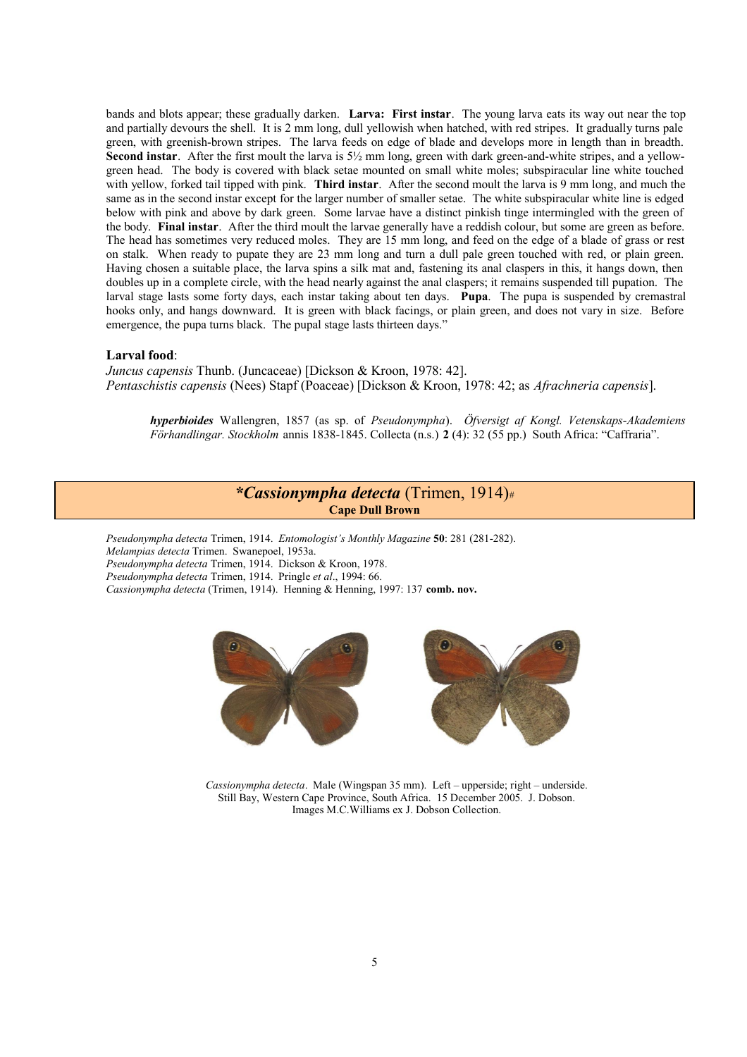bands and blots appear; these gradually darken. **Larva: First instar**. The young larva eats its way out near the top and partially devours the shell. It is 2 mm long, dull yellowish when hatched, with red stripes. It gradually turns pale green, with greenish-brown stripes. The larva feeds on edge of blade and develops more in length than in breadth. **Second instar**. After the first moult the larva is 5½ mm long, green with dark green-and-white stripes, and a yellow-green head. The body is covered with black setae mounted on small white moles; subspiracular line white touched with yellow, forked tail tipped with pink. **Third instar**. After the second moult the larva is 9 mm long, and much the same as in the second instar except for the larger number of smaller setae. The white subspiracular white line is edged below with pink and above by dark green. Some larvae have a distinct pinkish tinge intermingled with the green of the body. **Final instar**. After the third moult the larvae generally have a reddish colour, but some are green as before. The head has sometimes very reduced moles. They are 15 mm long, and feed on the edge of a blade of grass or rest on stalk. When ready to pupate they are 23 mm long and turn a dull pale green touched with red, or plain green. Having chosen a suitable place, the larva spins a silk mat and, fastening its anal claspers in this, it hangs down, then doubles up in a complete circle, with the head nearly against the anal claspers; it remains suspended till pupation. The larval stage lasts some forty days, each instar taking about ten days. **Pupa**. The pupa is suspended by cremastral hooks only, and hangs downward. It is green with black facings, or plain green, and does not vary in size. Before emergence, the pupa turns black. The pupal stage lasts thirteen days."

**Larval food**:

*Juncus capensis* Thunb. (Juncaceae) [Dickson & Kroon, 1978: 42].
*Pentaschistis capensis* (Nees) Stapf (Poaceae) [Dickson & Kroon, 1978: 42; as *Afrachneria capensis*].

> ***hyperbioides*** Wallengren, 1857 (as sp. of *Pseudonympha*). *Öfversigt af Kongl. Vetenskaps-Akademiens Förhandlingar. Stockholm* annis 1838-1845. Collecta (n.s.) **2** (4): 32 (55 pp.) South Africa: "Caffraria".

## ****Cassionympha detecta*** (Trimen, 1914)#
**Cape Dull Brown**

*Pseudonympha detecta* Trimen, 1914. *Entomologist's Monthly Magazine* **50**: 281 (281-282).
*Melampias detecta* Trimen. Swanepoel, 1953a.
*Pseudonympha detecta* Trimen, 1914. Dickson & Kroon, 1978.
*Pseudonympha detecta* Trimen, 1914. Pringle *et al*., 1994: 66.
*Cassionympha detecta* (Trimen, 1914). Henning & Henning, 1997: 137 **comb. nov.**

*Cassionympha detecta*. Male (Wingspan 35 mm). Left – upperside; right – underside.
Still Bay, Western Cape Province, South Africa. 15 December 2005. J. Dobson.
Images M.C.Williams ex J. Dobson Collection.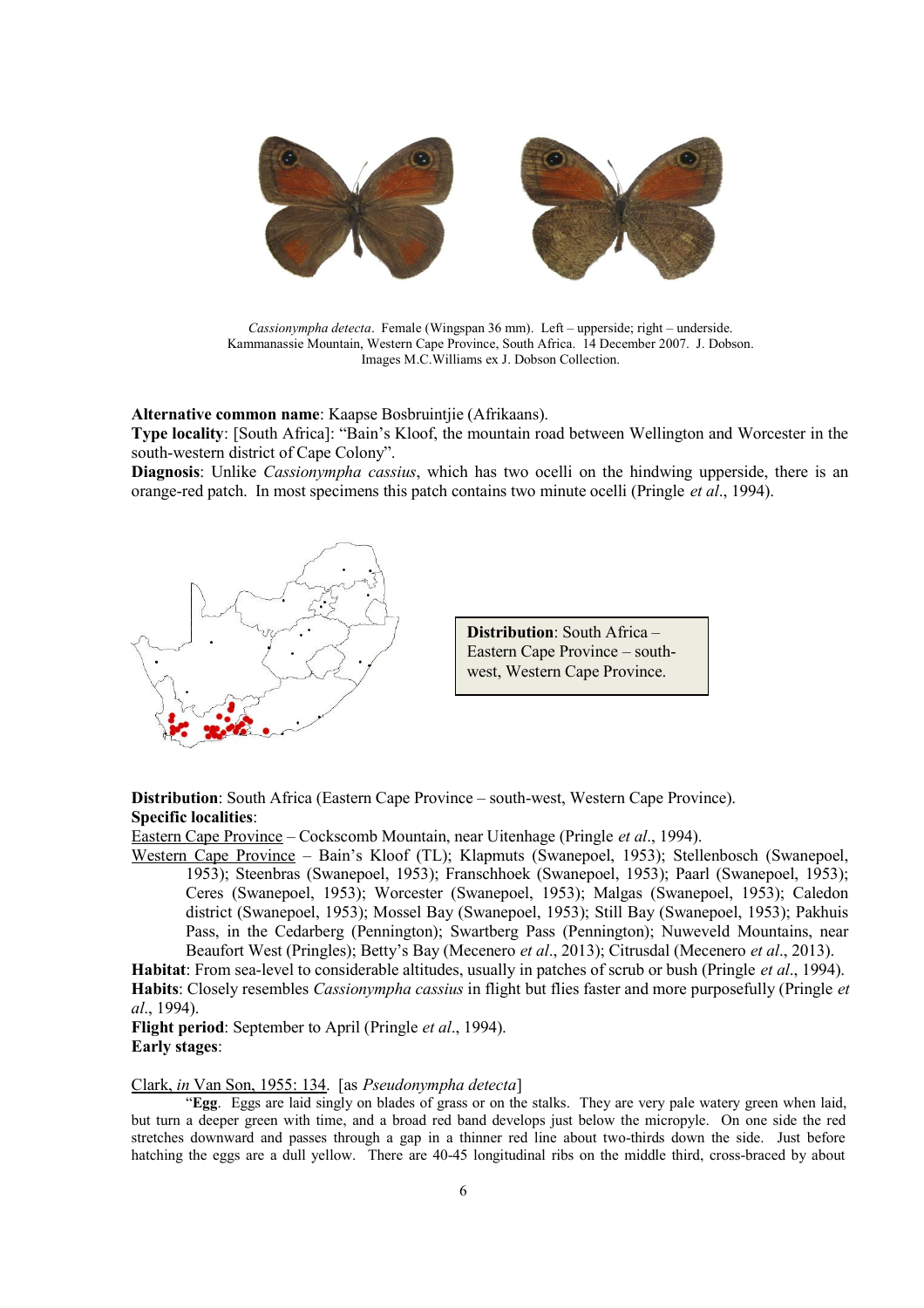*Cassionympha detecta*. Female (Wingspan 36 mm). Left – upperside; right – underside.
Kammanassie Mountain, Western Cape Province, South Africa. 14 December 2007. J. Dobson.
Images M.C.Williams ex J. Dobson Collection.

**Alternative common name**: Kaapse Bosbruintjie (Afrikaans).
**Type locality**: [South Africa]: "Bain's Kloof, the mountain road between Wellington and Worcester in the south-western district of Cape Colony".
**Diagnosis**: Unlike *Cassionympha cassius*, which has two ocelli on the hindwing upperside, there is an orange-red patch. In most specimens this patch contains two minute ocelli (Pringle *et al*., 1994).

**Distribution**: South Africa – Eastern Cape Province – south-west, Western Cape Province.

**Distribution**: South Africa (Eastern Cape Province – south-west, Western Cape Province).
**Specific localities**:
Eastern Cape Province – Cockscomb Mountain, near Uitenhage (Pringle *et al*., 1994).
Western Cape Province – Bain's Kloof (TL); Klapmuts (Swanepoel, 1953); Stellenbosch (Swanepoel, 1953); Steenbras (Swanepoel, 1953); Franschhoek (Swanepoel, 1953); Paarl (Swanepoel, 1953); Ceres (Swanepoel, 1953); Worcester (Swanepoel, 1953); Malgas (Swanepoel, 1953); Caledon district (Swanepoel, 1953); Mossel Bay (Swanepoel, 1953); Still Bay (Swanepoel, 1953); Pakhuis Pass, in the Cedarberg (Pennington); Swartberg Pass (Pennington); Nuweveld Mountains, near Beaufort West (Pringles); Betty's Bay (Mecenero *et al*., 2013); Citrusdal (Mecenero *et al*., 2013).
**Habitat**: From sea-level to considerable altitudes, usually in patches of scrub or bush (Pringle *et al*., 1994).
**Habits**: Closely resembles *Cassionympha cassius* in flight but flies faster and more purposefully (Pringle *et al*., 1994).
**Flight period**: September to April (Pringle *et al*., 1994).
**Early stages**:

Clark, *in* Van Son, 1955: 134. [as *Pseudonympha detecta*]

"**Egg**. Eggs are laid singly on blades of grass or on the stalks. They are very pale watery green when laid, but turn a deeper green with time, and a broad red band develops just below the micropyle. On one side the red stretches downward and passes through a gap in a thinner red line about two-thirds down the side. Just before hatching the eggs are a dull yellow. There are 40-45 longitudinal ribs on the middle third, cross-braced by about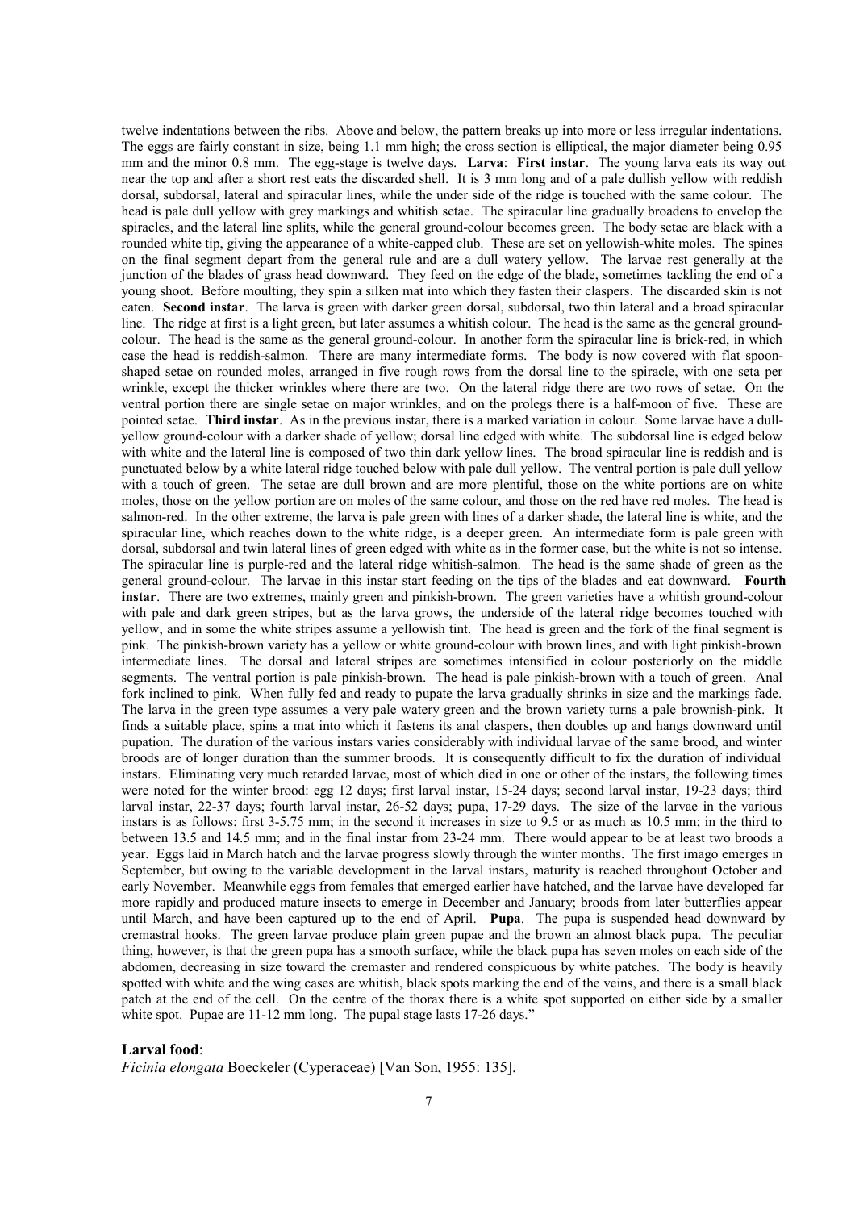twelve indentations between the ribs. Above and below, the pattern breaks up into more or less irregular indentations. The eggs are fairly constant in size, being 1.1 mm high; the cross section is elliptical, the major diameter being 0.95 mm and the minor 0.8 mm. The egg-stage is twelve days. **Larva**: **First instar**. The young larva eats its way out near the top and after a short rest eats the discarded shell. It is 3 mm long and of a pale dullish yellow with reddish dorsal, subdorsal, lateral and spiracular lines, while the under side of the ridge is touched with the same colour. The head is pale dull yellow with grey markings and whitish setae. The spiracular line gradually broadens to envelop the spiracles, and the lateral line splits, while the general ground-colour becomes green. The body setae are black with a rounded white tip, giving the appearance of a white-capped club. These are set on yellowish-white moles. The spines on the final segment depart from the general rule and are a dull watery yellow. The larvae rest generally at the junction of the blades of grass head downward. They feed on the edge of the blade, sometimes tackling the end of a young shoot. Before moulting, they spin a silken mat into which they fasten their claspers. The discarded skin is not eaten. **Second instar**. The larva is green with darker green dorsal, subdorsal, two thin lateral and a broad spiracular line. The ridge at first is a light green, but later assumes a whitish colour. The head is the same as the general ground-colour. The head is the same as the general ground-colour. In another form the spiracular line is brick-red, in which case the head is reddish-salmon. There are many intermediate forms. The body is now covered with flat spoon-shaped setae on rounded moles, arranged in five rough rows from the dorsal line to the spiracle, with one seta per wrinkle, except the thicker wrinkles where there are two. On the lateral ridge there are two rows of setae. On the ventral portion there are single setae on major wrinkles, and on the prolegs there is a half-moon of five. These are pointed setae. **Third instar**. As in the previous instar, there is a marked variation in colour. Some larvae have a dull-yellow ground-colour with a darker shade of yellow; dorsal line edged with white. The subdorsal line is edged below with white and the lateral line is composed of two thin dark yellow lines. The broad spiracular line is reddish and is punctuated below by a white lateral ridge touched below with pale dull yellow. The ventral portion is pale dull yellow with a touch of green. The setae are dull brown and are more plentiful, those on the white portions are on white moles, those on the yellow portion are on moles of the same colour, and those on the red have red moles. The head is salmon-red. In the other extreme, the larva is pale green with lines of a darker shade, the lateral line is white, and the spiracular line, which reaches down to the white ridge, is a deeper green. An intermediate form is pale green with dorsal, subdorsal and twin lateral lines of green edged with white as in the former case, but the white is not so intense. The spiracular line is purple-red and the lateral ridge whitish-salmon. The head is the same shade of green as the general ground-colour. The larvae in this instar start feeding on the tips of the blades and eat downward. **Fourth instar**. There are two extremes, mainly green and pinkish-brown. The green varieties have a whitish ground-colour with pale and dark green stripes, but as the larva grows, the underside of the lateral ridge becomes touched with yellow, and in some the white stripes assume a yellowish tint. The head is green and the fork of the final segment is pink. The pinkish-brown variety has a yellow or white ground-colour with brown lines, and with light pinkish-brown intermediate lines. The dorsal and lateral stripes are sometimes intensified in colour posteriorly on the middle segments. The ventral portion is pale pinkish-brown. The head is pale pinkish-brown with a touch of green. Anal fork inclined to pink. When fully fed and ready to pupate the larva gradually shrinks in size and the markings fade. The larva in the green type assumes a very pale watery green and the brown variety turns a pale brownish-pink. It finds a suitable place, spins a mat into which it fastens its anal claspers, then doubles up and hangs downward until pupation. The duration of the various instars varies considerably with individual larvae of the same brood, and winter broods are of longer duration than the summer broods. It is consequently difficult to fix the duration of individual instars. Eliminating very much retarded larvae, most of which died in one or other of the instars, the following times were noted for the winter brood: egg 12 days; first larval instar, 15-24 days; second larval instar, 19-23 days; third larval instar, 22-37 days; fourth larval instar, 26-52 days; pupa, 17-29 days. The size of the larvae in the various instars is as follows: first 3-5.75 mm; in the second it increases in size to 9.5 or as much as 10.5 mm; in the third to between 13.5 and 14.5 mm; and in the final instar from 23-24 mm. There would appear to be at least two broods a year. Eggs laid in March hatch and the larvae progress slowly through the winter months. The first imago emerges in September, but owing to the variable development in the larval instars, maturity is reached throughout October and early November. Meanwhile eggs from females that emerged earlier have hatched, and the larvae have developed far more rapidly and produced mature insects to emerge in December and January; broods from later butterflies appear until March, and have been captured up to the end of April. **Pupa**. The pupa is suspended head downward by cremastral hooks. The green larvae produce plain green pupae and the brown an almost black pupa. The peculiar thing, however, is that the green pupa has a smooth surface, while the black pupa has seven moles on each side of the abdomen, decreasing in size toward the cremaster and rendered conspicuous by white patches. The body is heavily spotted with white and the wing cases are whitish, black spots marking the end of the veins, and there is a small black patch at the end of the cell. On the centre of the thorax there is a white spot supported on either side by a smaller white spot. Pupae are 11-12 mm long. The pupal stage lasts 17-26 days."

**Larval food**:

*Ficinia elongata* Boeckeler (Cyperaceae) [Van Son, 1955: 135].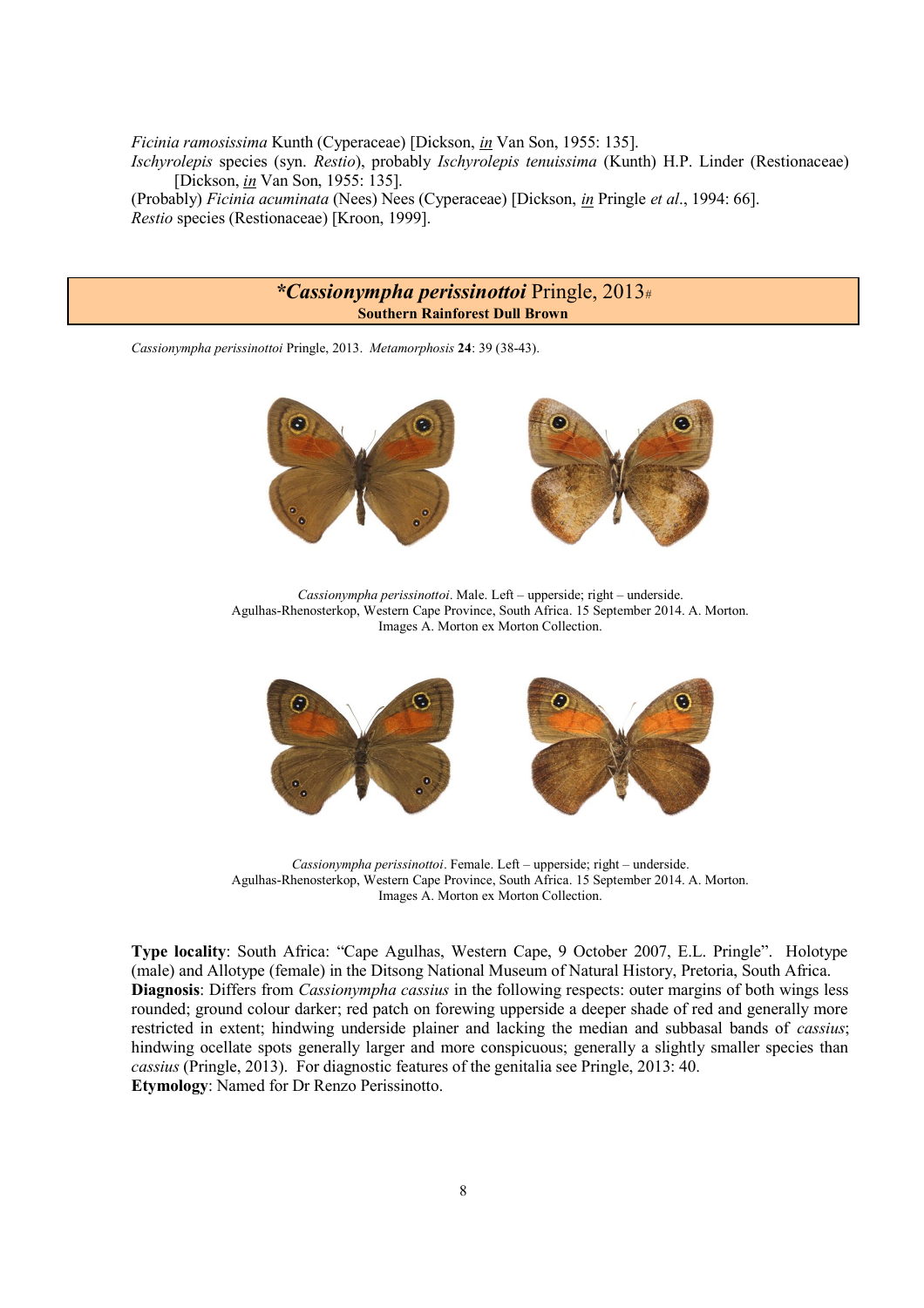*Ficinia ramosissima* Kunth (Cyperaceae) [Dickson, *in* Van Son, 1955: 135].
*Ischyrolepis* species (syn. *Restio*), probably *Ischyrolepis tenuissima* (Kunth) H.P. Linder (Restionaceae) [Dickson, *in* Van Son, 1955: 135].
(Probably) *Ficinia acuminata* (Nees) Nees (Cyperaceae) [Dickson, *in* Pringle *et al*., 1994: 66].
*Restio* species (Restionaceae) [Kroon, 1999].

## ***Cassionympha perissinottoi* Pringle, 2013#**
**Southern Rainforest Dull Brown**

*Cassionympha perissinottoi* Pringle, 2013. *Metamorphosis* **24**: 39 (38-43).

*Cassionympha perissinottoi*. Male. Left – upperside; right – underside.
Agulhas-Rhenosterkop, Western Cape Province, South Africa. 15 September 2014. A. Morton.
Images A. Morton ex Morton Collection.

*Cassionympha perissinottoi*. Female. Left – upperside; right – underside.
Agulhas-Rhenosterkop, Western Cape Province, South Africa. 15 September 2014. A. Morton.
Images A. Morton ex Morton Collection.

**Type locality**: South Africa: "Cape Agulhas, Western Cape, 9 October 2007, E.L. Pringle". Holotype (male) and Allotype (female) in the Ditsong National Museum of Natural History, Pretoria, South Africa.
**Diagnosis**: Differs from *Cassionympha cassius* in the following respects: outer margins of both wings less rounded; ground colour darker; red patch on forewing upperside a deeper shade of red and generally more restricted in extent; hindwing underside plainer and lacking the median and subbasal bands of *cassius*; hindwing ocellate spots generally larger and more conspicuous; generally a slightly smaller species than *cassius* (Pringle, 2013). For diagnostic features of the genitalia see Pringle, 2013: 40.
**Etymology**: Named for Dr Renzo Perissinotto.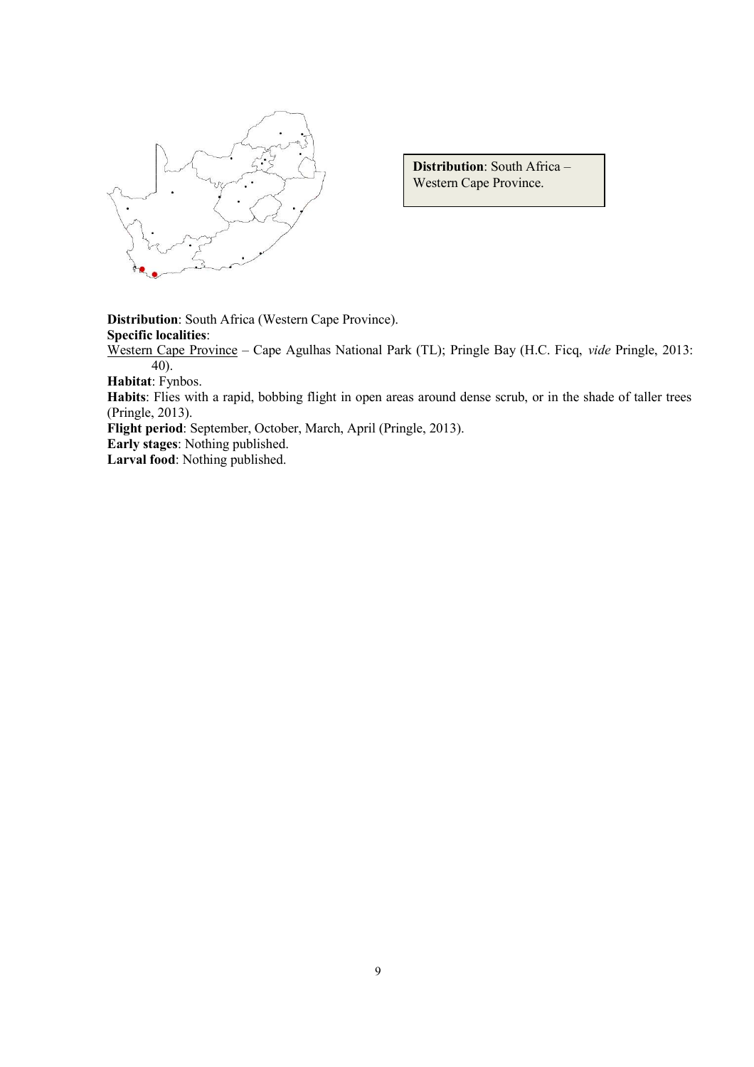**Distribution**: South Africa – Western Cape Province.

**Distribution**: South Africa (Western Cape Province).

**Specific localities**:

Western Cape Province – Cape Agulhas National Park (TL); Pringle Bay (H.C. Ficq, *vide* Pringle, 2013: 40).

**Habitat**: Fynbos.

**Habits**: Flies with a rapid, bobbing flight in open areas around dense scrub, or in the shade of taller trees (Pringle, 2013).

**Flight period**: September, October, March, April (Pringle, 2013).

**Early stages**: Nothing published.

**Larval food**: Nothing published.